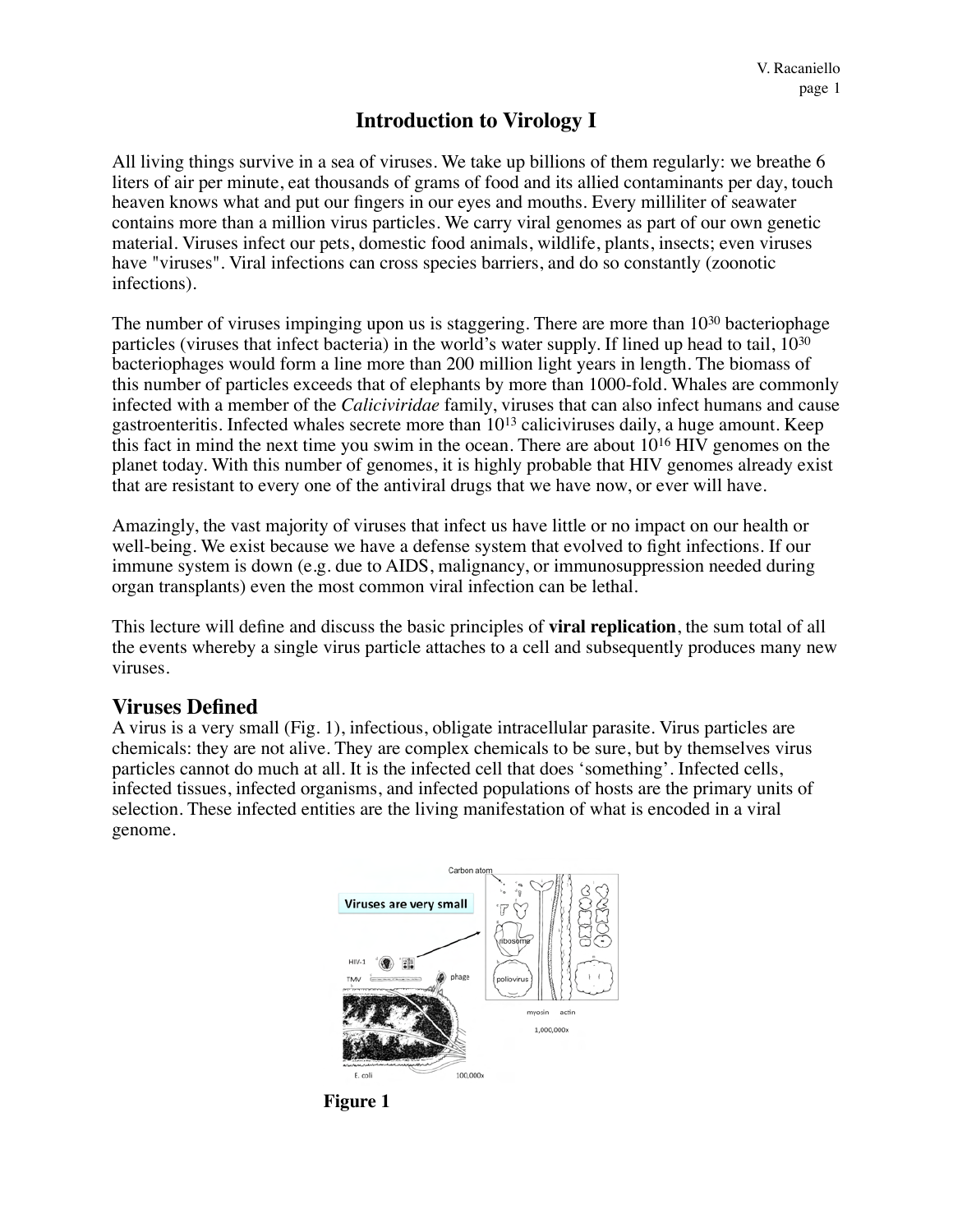# Introduction to Virology I

All living things survive in a sea of viruses. We take up billions of them regularly: we breathe 6 liters of air per minute, eat thousands of grams of food and its allied contaminants per day, touch heaven knows what and put our fingers in our eyes and mouths. Every milliliter of seawater contains more than a million virus particles. We carry viral genomes as part of our own genetic material. Viruses infect our pets, domestic food animals, wildlife, plants, insects; even viruses have "viruses". Viral infections can cross species barriers, and do so constantly (zoonotic infections).

The number of viruses impinging upon us is staggering. There are more than $10^{30}$ bacteriophage particles (viruses that infect bacteria) in the world's water supply. If lined up head to tail, $10^{30}$ bacteriophages would form a line more than 200 million light years in length. The biomass of this number of particles exceeds that of elephants by more than 1000-fold. Whales are commonly infected with a member of the *Caliciviridae* family, viruses that can also infect humans and cause gastroenteritis. Infected whales secrete more than $10^{13}$ caliciviruses daily, a huge amount. Keep this fact in mind the next time you swim in the ocean. There are about $10^{16}$ HIV genomes on the planet today. With this number of genomes, it is highly probable that HIV genomes already exist that are resistant to every one of the antiviral drugs that we have now, or ever will have.

Amazingly, the vast majority of viruses that infect us have little or no impact on our health or well-being. We exist because we have a defense system that evolved to fight infections. If our immune system is down (e.g. due to AIDS, malignancy, or immunosuppression needed during organ transplants) even the most common viral infection can be lethal.

This lecture will define and discuss the basic principles of **viral replication**, the sum total of all the events whereby a single virus particle attaches to a cell and subsequently produces many new viruses.

## Viruses Defined

A virus is a very small (Fig. 1), infectious, obligate intracellular parasite. Virus particles are chemicals: they are not alive. They are complex chemicals to be sure, but by themselves virus particles cannot do much at all. It is the infected cell that does 'something'. Infected cells, infected tissues, infected organisms, and infected populations of hosts are the primary units of selection. These infected entities are the living manifestation of what is encoded in a viral genome.

**Figure 1**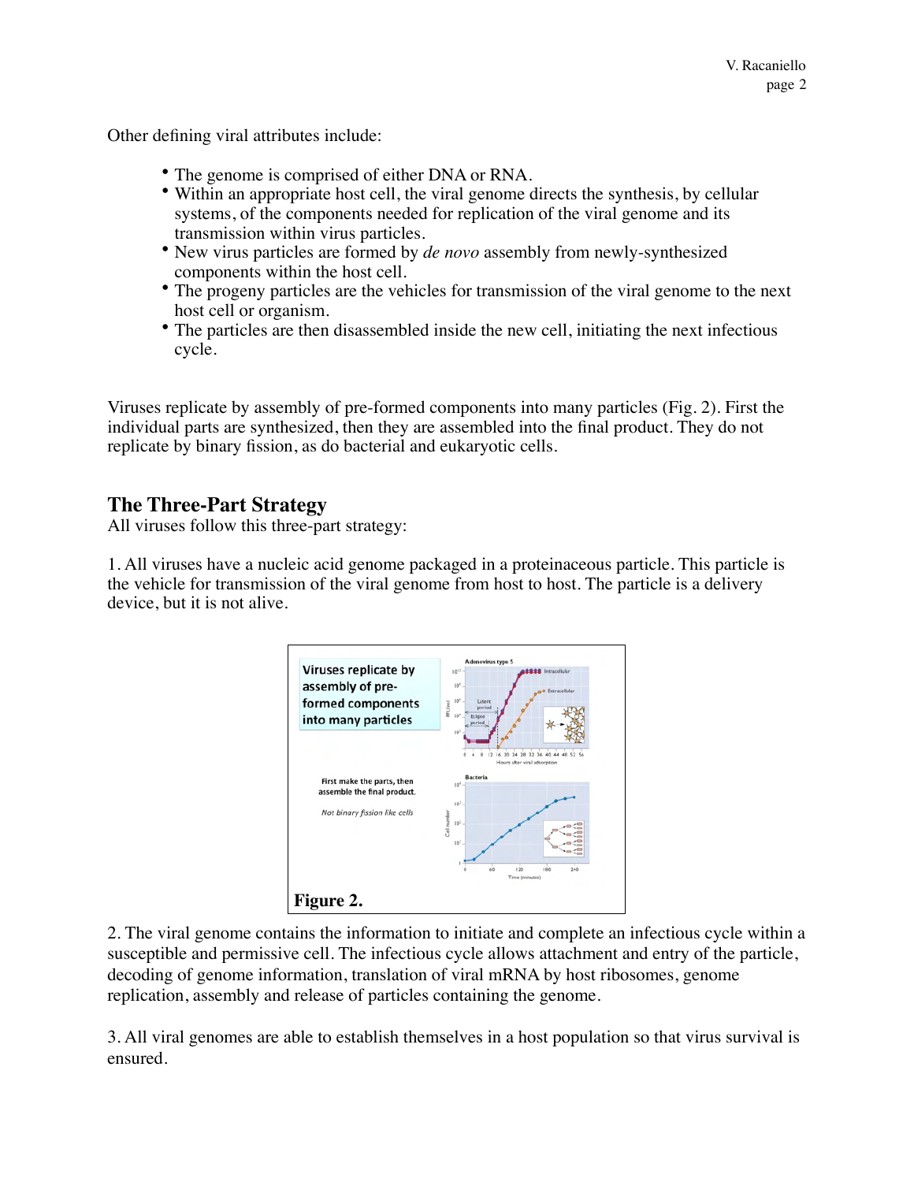Other defining viral attributes include:

- The genome is comprised of either DNA or RNA.
- Within an appropriate host cell, the viral genome directs the synthesis, by cellular systems, of the components needed for replication of the viral genome and its transmission within virus particles.
- New virus particles are formed by *de novo* assembly from newly-synthesized components within the host cell.
- The progeny particles are the vehicles for transmission of the viral genome to the next host cell or organism.
- The particles are then disassembled inside the new cell, initiating the next infectious cycle.

Viruses replicate by assembly of pre-formed components into many particles (Fig. 2). First the individual parts are synthesized, then they are assembled into the final product. They do not replicate by binary fission, as do bacterial and eukaryotic cells.

## The Three-Part Strategy

All viruses follow this three-part strategy:

1. All viruses have a nucleic acid genome packaged in a proteinaceous particle. This particle is the vehicle for transmission of the viral genome from host to host. The particle is a delivery device, but it is not alive.

**Figure 2.**

2. The viral genome contains the information to initiate and complete an infectious cycle within a susceptible and permissive cell. The infectious cycle allows attachment and entry of the particle, decoding of genome information, translation of viral mRNA by host ribosomes, genome replication, assembly and release of particles containing the genome.

3. All viral genomes are able to establish themselves in a host population so that virus survival is ensured.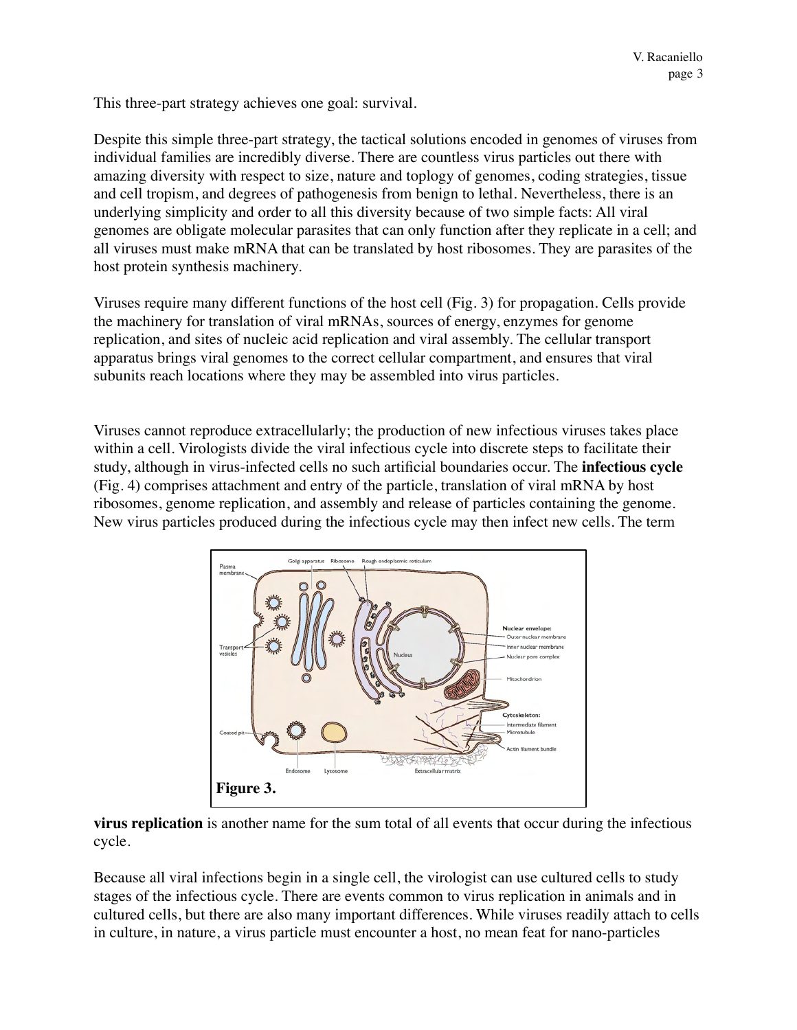This three-part strategy achieves one goal: survival.

Despite this simple three-part strategy, the tactical solutions encoded in genomes of viruses from individual families are incredibly diverse. There are countless virus particles out there with amazing diversity with respect to size, nature and toplogy of genomes, coding strategies, tissue and cell tropism, and degrees of pathogenesis from benign to lethal. Nevertheless, there is an underlying simplicity and order to all this diversity because of two simple facts: All viral genomes are obligate molecular parasites that can only function after they replicate in a cell; and all viruses must make mRNA that can be translated by host ribosomes. They are parasites of the host protein synthesis machinery.

Viruses require many different functions of the host cell (Fig. 3) for propagation. Cells provide the machinery for translation of viral mRNAs, sources of energy, enzymes for genome replication, and sites of nucleic acid replication and viral assembly. The cellular transport apparatus brings viral genomes to the correct cellular compartment, and ensures that viral subunits reach locations where they may be assembled into virus particles.

Viruses cannot reproduce extracellularly; the production of new infectious viruses takes place within a cell. Virologists divide the viral infectious cycle into discrete steps to facilitate their study, although in virus-infected cells no such artificial boundaries occur. The **infectious cycle** (Fig. 4) comprises attachment and entry of the particle, translation of viral mRNA by host ribosomes, genome replication, and assembly and release of particles containing the genome. New virus particles produced during the infectious cycle may then infect new cells. The term **virus replication** is another name for the sum total of all events that occur during the infectious cycle.

**Figure 3.**

Because all viral infections begin in a single cell, the virologist can use cultured cells to study stages of the infectious cycle. There are events common to virus replication in animals and in cultured cells, but there are also many important differences. While viruses readily attach to cells in culture, in nature, a virus particle must encounter a host, no mean feat for nano-particles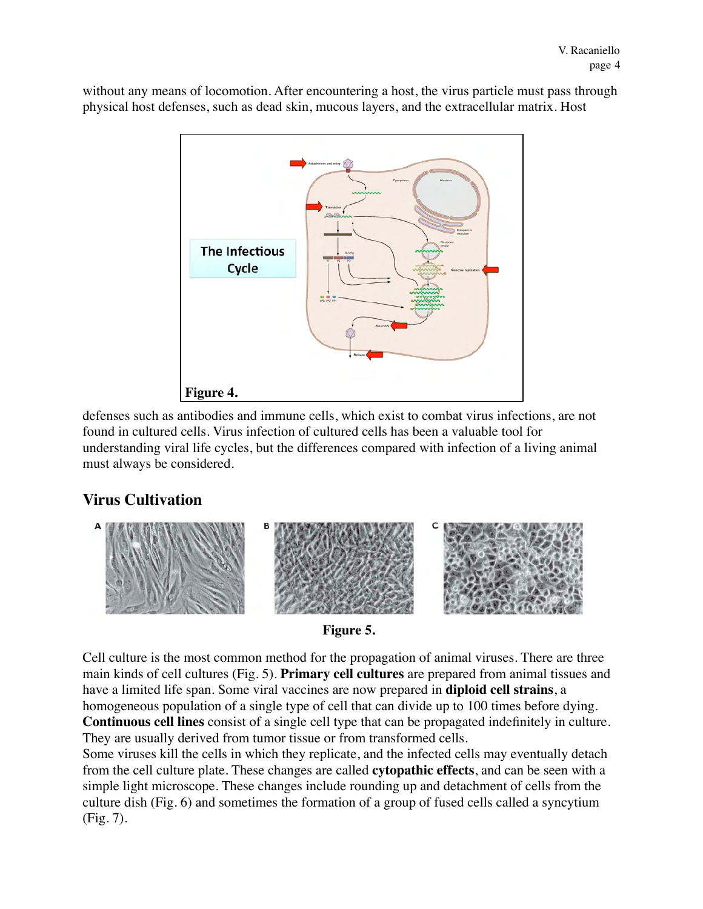without any means of locomotion. After encountering a host, the virus particle must pass through physical host defenses, such as dead skin, mucous layers, and the extracellular matrix. Host

Figure 4.

defenses such as antibodies and immune cells, which exist to combat virus infections, are not found in cultured cells. Virus infection of cultured cells has been a valuable tool for understanding viral life cycles, but the differences compared with infection of a living animal must always be considered.

## Virus Cultivation

Figure 5.

Cell culture is the most common method for the propagation of animal viruses. There are three main kinds of cell cultures (Fig. 5). **Primary cell cultures** are prepared from animal tissues and have a limited life span. Some viral vaccines are now prepared in **diploid cell strains**, a homogeneous population of a single type of cell that can divide up to 100 times before dying. **Continuous cell lines** consist of a single cell type that can be propagated indefinitely in culture. They are usually derived from tumor tissue or from transformed cells.

Some viruses kill the cells in which they replicate, and the infected cells may eventually detach from the cell culture plate. These changes are called **cytopathic effects**, and can be seen with a simple light microscope. These changes include rounding up and detachment of cells from the culture dish (Fig. 6) and sometimes the formation of a group of fused cells called a syncytium (Fig. 7).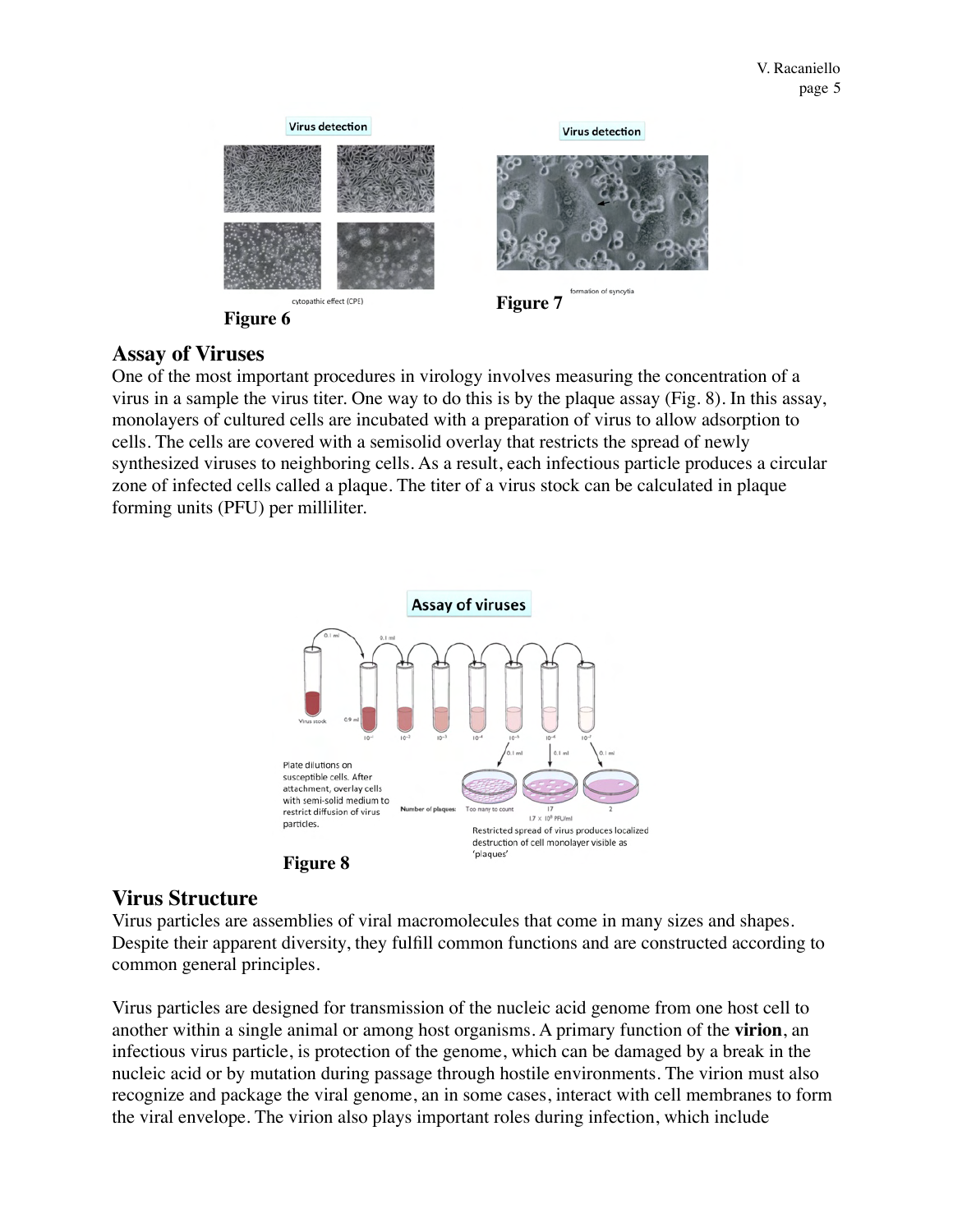Figure 6

Figure 7

## Assay of Viruses

One of the most important procedures in virology involves measuring the concentration of a virus in a sample the virus titer. One way to do this is by the plaque assay (Fig. 8). In this assay, monolayers of cultured cells are incubated with a preparation of virus to allow adsorption to cells. The cells are covered with a semisolid overlay that restricts the spread of newly synthesized viruses to neighboring cells. As a result, each infectious particle produces a circular zone of infected cells called a plaque. The titer of a virus stock can be calculated in plaque forming units (PFU) per milliliter.

Figure 8

## Virus Structure

Virus particles are assemblies of viral macromolecules that come in many sizes and shapes. Despite their apparent diversity, they fulfill common functions and are constructed according to common general principles.

Virus particles are designed for transmission of the nucleic acid genome from one host cell to another within a single animal or among host organisms. A primary function of the **virion**, an infectious virus particle, is protection of the genome, which can be damaged by a break in the nucleic acid or by mutation during passage through hostile environments. The virion must also recognize and package the viral genome, an in some cases, interact with cell membranes to form the viral envelope. The virion also plays important roles during infection, which include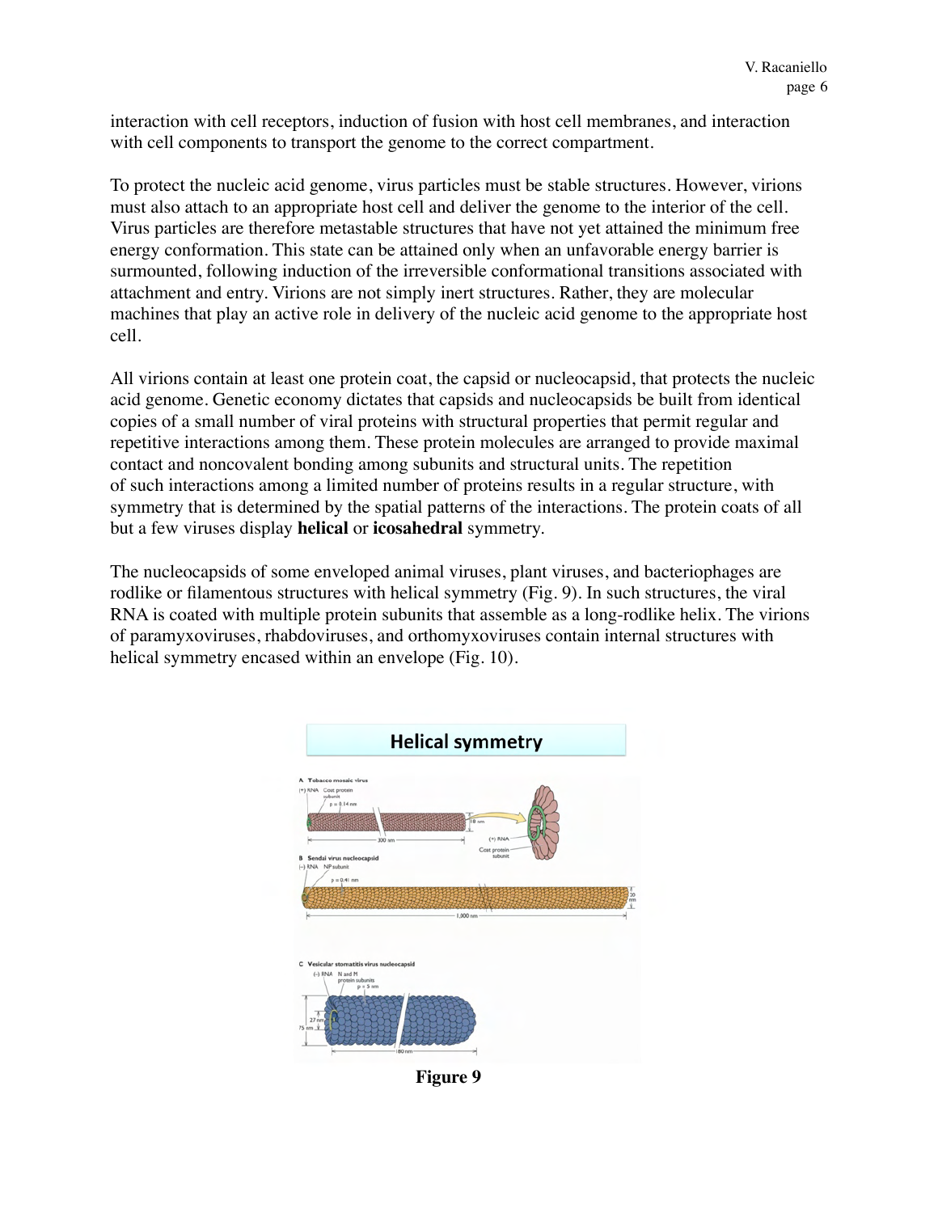interaction with cell receptors, induction of fusion with host cell membranes, and interaction with cell components to transport the genome to the correct compartment.

To protect the nucleic acid genome, virus particles must be stable structures. However, virions must also attach to an appropriate host cell and deliver the genome to the interior of the cell. Virus particles are therefore metastable structures that have not yet attained the minimum free energy conformation. This state can be attained only when an unfavorable energy barrier is surmounted, following induction of the irreversible conformational transitions associated with attachment and entry. Virions are not simply inert structures. Rather, they are molecular machines that play an active role in delivery of the nucleic acid genome to the appropriate host cell.

All virions contain at least one protein coat, the capsid or nucleocapsid, that protects the nucleic acid genome. Genetic economy dictates that capsids and nucleocapsids be built from identical copies of a small number of viral proteins with structural properties that permit regular and repetitive interactions among them. These protein molecules are arranged to provide maximal contact and noncovalent bonding among subunits and structural units. The repetition of such interactions among a limited number of proteins results in a regular structure, with symmetry that is determined by the spatial patterns of the interactions. The protein coats of all but a few viruses display **helical** or **icosahedral** symmetry.

The nucleocapsids of some enveloped animal viruses, plant viruses, and bacteriophages are rodlike or filamentous structures with helical symmetry (Fig. 9). In such structures, the viral RNA is coated with multiple protein subunits that assemble as a long-rodlike helix. The virions of paramyxoviruses, rhabdoviruses, and orthomyxoviruses contain internal structures with helical symmetry encased within an envelope (Fig. 10).

**Figure 9**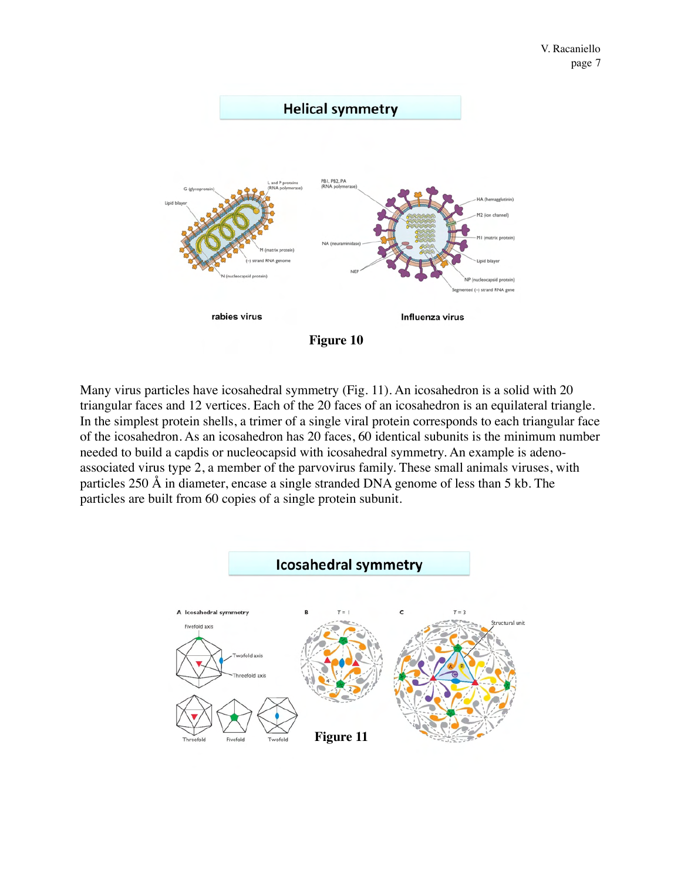Figure 10

Many virus particles have icosahedral symmetry (Fig. 11). An icosahedron is a solid with 20 triangular faces and 12 vertices. Each of the 20 faces of an icosahedron is an equilateral triangle. In the simplest protein shells, a trimer of a single viral protein corresponds to each triangular face of the icosahedron. As an icosahedron has 20 faces, 60 identical subunits is the minimum number needed to build a capdis or nucleocapsid with icosahedral symmetry. An example is adeno-associated virus type 2, a member of the parvovirus family. These small animals viruses, with particles 250 Å in diameter, encase a single stranded DNA genome of less than 5 kb. The particles are built from 60 copies of a single protein subunit.

Figure 11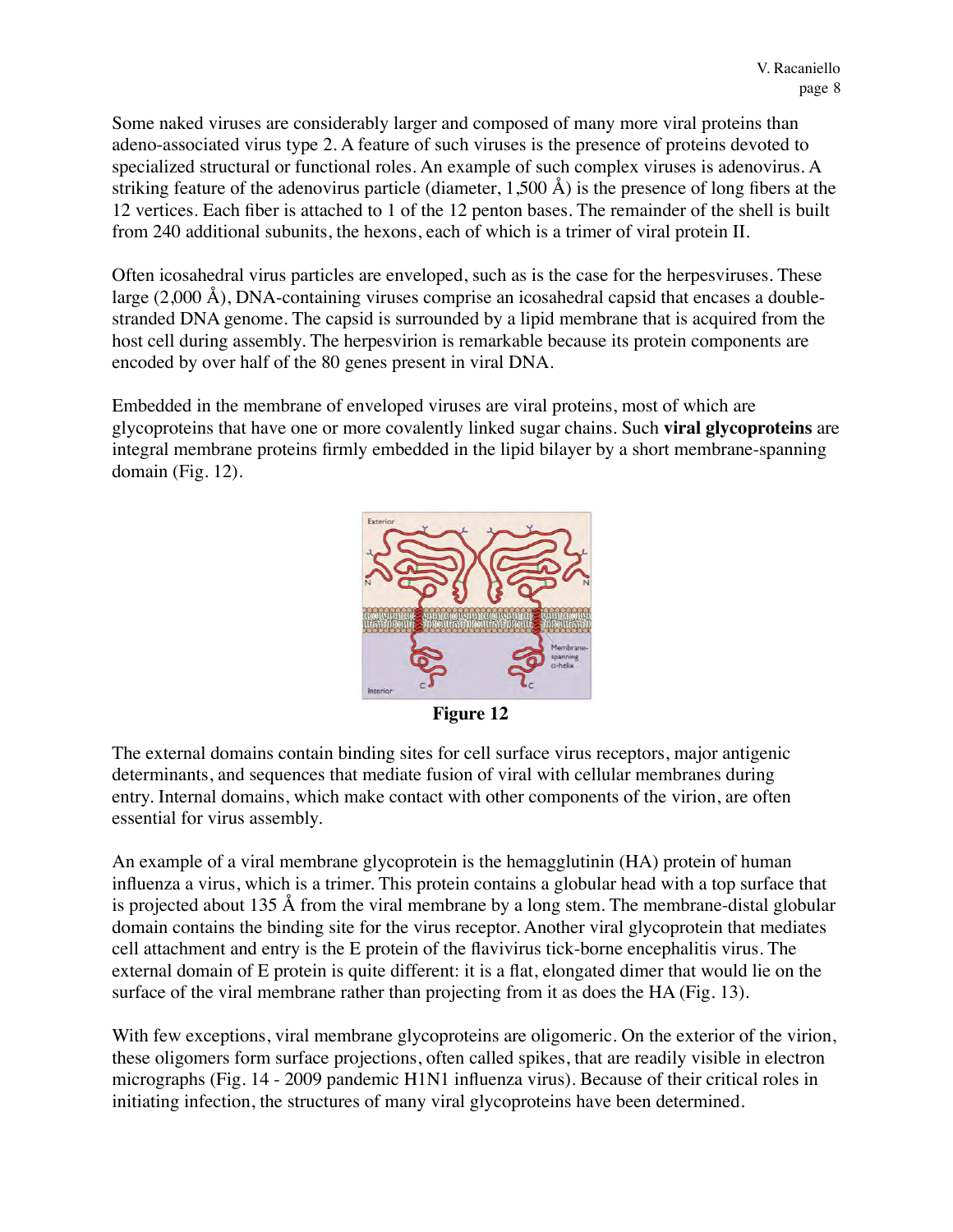Some naked viruses are considerably larger and composed of many more viral proteins than adeno-associated virus type 2. A feature of such viruses is the presence of proteins devoted to specialized structural or functional roles. An example of such complex viruses is adenovirus. A striking feature of the adenovirus particle (diameter, 1,500 Å) is the presence of long fibers at the 12 vertices. Each fiber is attached to 1 of the 12 penton bases. The remainder of the shell is built from 240 additional subunits, the hexons, each of which is a trimer of viral protein II.

Often icosahedral virus particles are enveloped, such as is the case for the herpesviruses. These large (2,000 Å), DNA-containing viruses comprise an icosahedral capsid that encases a double-stranded DNA genome. The capsid is surrounded by a lipid membrane that is acquired from the host cell during assembly. The herpesvirion is remarkable because its protein components are encoded by over half of the 80 genes present in viral DNA.

Embedded in the membrane of enveloped viruses are viral proteins, most of which are glycoproteins that have one or more covalently linked sugar chains. Such **viral glycoproteins** are integral membrane proteins firmly embedded in the lipid bilayer by a short membrane-spanning domain (Fig. 12).

**Figure 12**

The external domains contain binding sites for cell surface virus receptors, major antigenic determinants, and sequences that mediate fusion of viral with cellular membranes during entry. Internal domains, which make contact with other components of the virion, are often essential for virus assembly.

An example of a viral membrane glycoprotein is the hemagglutinin (HA) protein of human influenza a virus, which is a trimer. This protein contains a globular head with a top surface that is projected about 135 Å from the viral membrane by a long stem. The membrane-distal globular domain contains the binding site for the virus receptor. Another viral glycoprotein that mediates cell attachment and entry is the E protein of the flavivirus tick-borne encephalitis virus. The external domain of E protein is quite different: it is a flat, elongated dimer that would lie on the surface of the viral membrane rather than projecting from it as does the HA (Fig. 13).

With few exceptions, viral membrane glycoproteins are oligomeric. On the exterior of the virion, these oligomers form surface projections, often called spikes, that are readily visible in electron micrographs (Fig. 14 - 2009 pandemic H1N1 influenza virus). Because of their critical roles in initiating infection, the structures of many viral glycoproteins have been determined.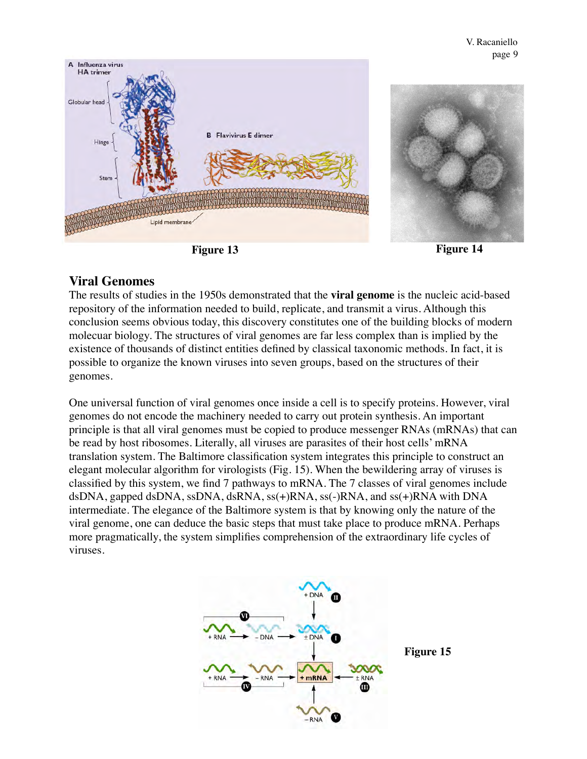A Influenza virus HA trimer

Globular head

Hinge

Stem

B Flavivirus E dimer

Lipid membrane

**Figure 13**

**Figure 14**

## Viral Genomes

The results of studies in the 1950s demonstrated that the **viral genome** is the nucleic acid-based repository of the information needed to build, replicate, and transmit a virus. Although this conclusion seems obvious today, this discovery constitutes one of the building blocks of modern molecuar biology. The structures of viral genomes are far less complex than is implied by the existence of thousands of distinct entities defined by classical taxonomic methods. In fact, it is possible to organize the known viruses into seven groups, based on the structures of their genomes.

One universal function of viral genomes once inside a cell is to specify proteins. However, viral genomes do not encode the machinery needed to carry out protein synthesis. An important principle is that all viral genomes must be copied to produce messenger RNAs (mRNAs) that can be read by host ribosomes. Literally, all viruses are parasites of their host cells' mRNA translation system. The Baltimore classification system integrates this principle to construct an elegant molecular algorithm for virologists (Fig. 15). When the bewildering array of viruses is classified by this system, we find 7 pathways to mRNA. The 7 classes of viral genomes include dsDNA, gapped dsDNA, ssDNA, dsRNA, ss(+)RNA, ss(-)RNA, and ss(+)RNA with DNA intermediate. The elegance of the Baltimore system is that by knowing only the nature of the viral genome, one can deduce the basic steps that must take place to produce mRNA. Perhaps more pragmatically, the system simplifies comprehension of the extraordinary life cycles of viruses.

+ DNA II

VI

+ RNA → – DNA → ± DNA I

+ RNA → – RNA → + mRNA ← ± RNA III

IV

– RNA V

**Figure 15**